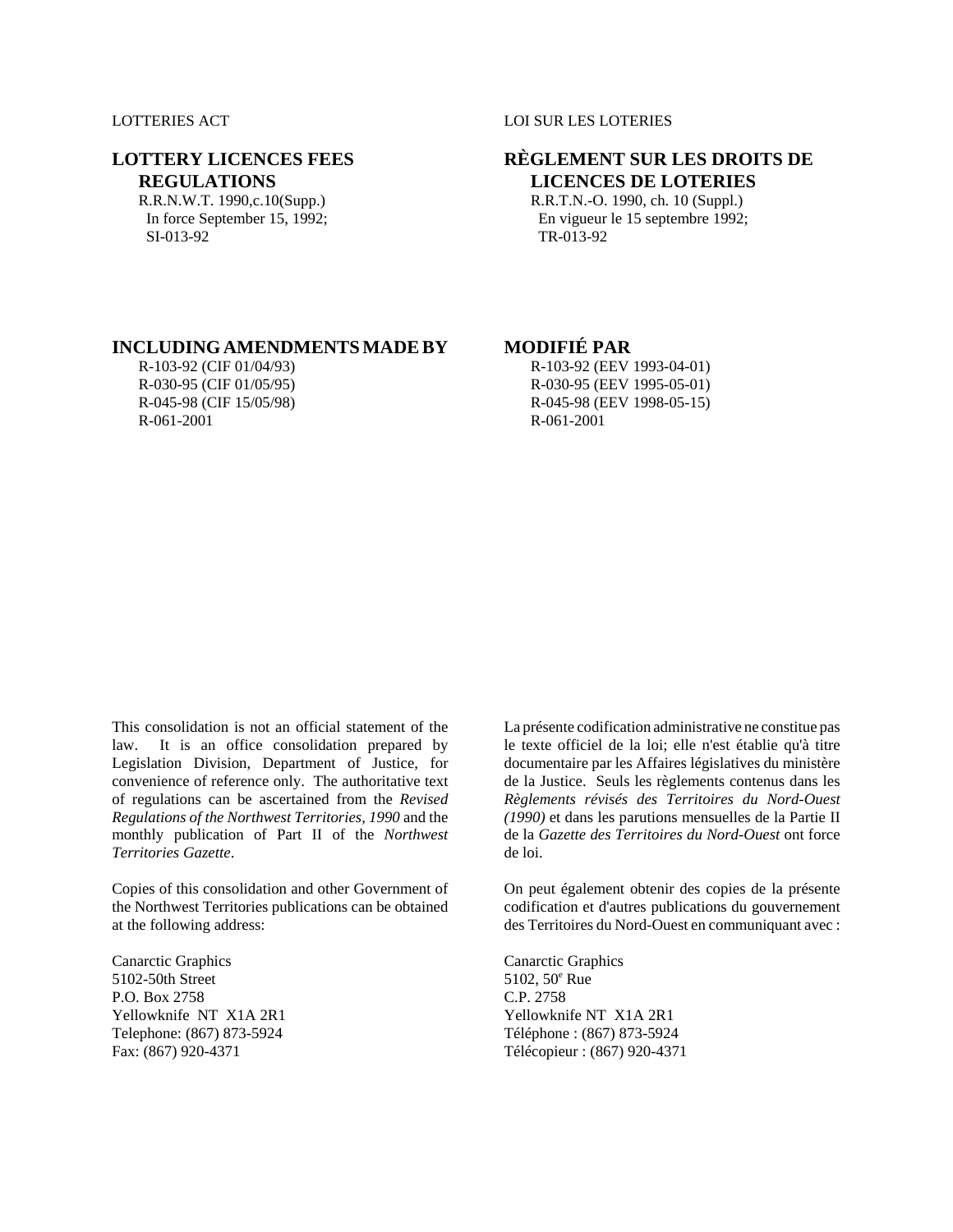LOTTERIES ACT

# LOTTERY LICENCES FEES REGULATIONS

R.R.N.W.T. 1990,c.10(Supp.)
In force September 15, 1992;
SI-013-92

## INCLUDING AMENDMENTS MADE BY

R-103-92 (CIF 01/04/93)
R-030-95 (CIF 01/05/95)
R-045-98 (CIF 15/05/98)
R-061-2001

This consolidation is not an official statement of the law. It is an office consolidation prepared by Legislation Division, Department of Justice, for convenience of reference only. The authoritative text of regulations can be ascertained from the *Revised Regulations of the Northwest Territories, 1990* and the monthly publication of Part II of the *Northwest Territories Gazette*.

Copies of this consolidation and other Government of the Northwest Territories publications can be obtained at the following address:

Canarctic Graphics
5102-50th Street
P.O. Box 2758
Yellowknife NT X1A 2R1
Telephone: (867) 873-5924
Fax: (867) 920-4371

LOI SUR LES LOTERIES

# RÈGLEMENT SUR LES DROITS DE LICENCES DE LOTERIES

R.R.T.N.-O. 1990, ch. 10 (Suppl.)
En vigueur le 15 septembre 1992;
TR-013-92

## MODIFIÉ PAR

R-103-92 (EEV 1993-04-01)
R-030-95 (EEV 1995-05-01)
R-045-98 (EEV 1998-05-15)
R-061-2001

La présente codification administrative ne constitue pas le texte officiel de la loi; elle n'est établie qu'à titre documentaire par les Affaires législatives du ministère de la Justice. Seuls les règlements contenus dans les *Règlements révisés des Territoires du Nord-Ouest (1990)* et dans les parutions mensuelles de la Partie II de la *Gazette des Territoires du Nord-Ouest* ont force de loi.

On peut également obtenir des copies de la présente codification et d'autres publications du gouvernement des Territoires du Nord-Ouest en communiquant avec :

Canarctic Graphics
5102, 50e Rue
C.P. 2758
Yellowknife NT X1A 2R1
Téléphone : (867) 873-5924
Télécopieur : (867) 920-4371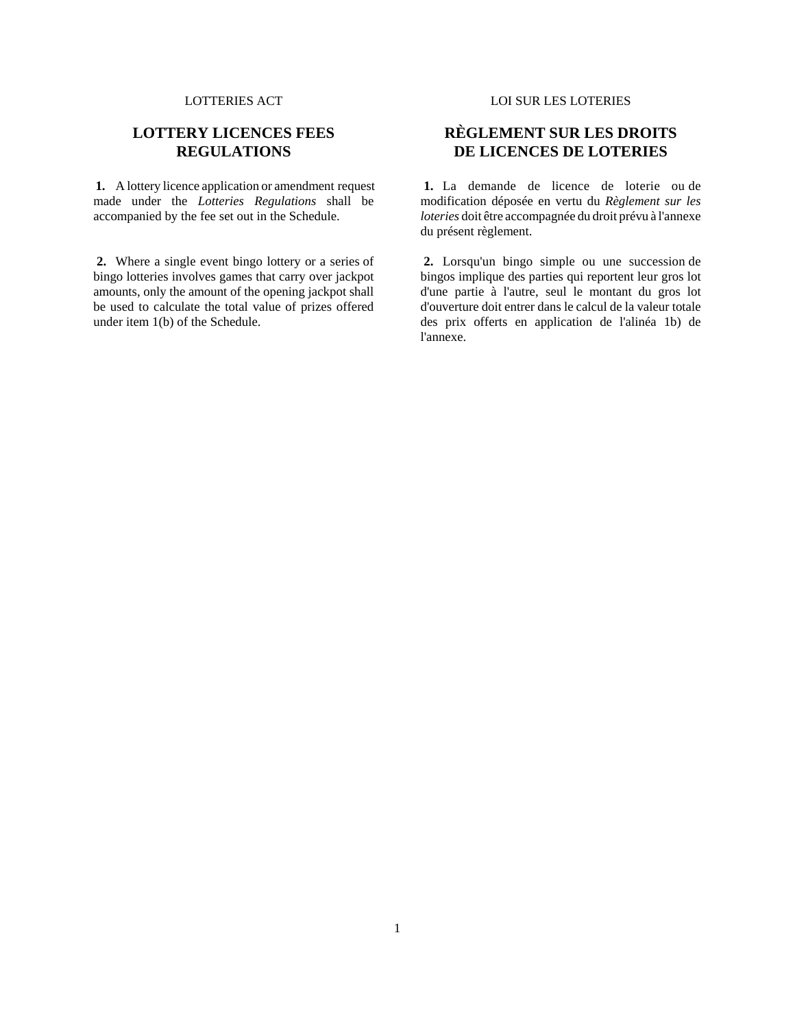LOTTERIES ACT

# LOTTERY LICENCES FEES REGULATIONS

**1.** A lottery licence application or amendment request made under the *Lotteries Regulations* shall be accompanied by the fee set out in the Schedule.

**2.** Where a single event bingo lottery or a series of bingo lotteries involves games that carry over jackpot amounts, only the amount of the opening jackpot shall be used to calculate the total value of prizes offered under item 1(b) of the Schedule.

LOI SUR LES LOTERIES

# RÈGLEMENT SUR LES DROITS DE LICENCES DE LOTERIES

**1.** La demande de licence de loterie ou de modification déposée en vertu du *Règlement sur les loteries* doit être accompagnée du droit prévu à l'annexe du présent règlement.

**2.** Lorsqu'un bingo simple ou une succession de bingos implique des parties qui reportent leur gros lot d'une partie à l'autre, seul le montant du gros lot d'ouverture doit entrer dans le calcul de la valeur totale des prix offerts en application de l'alinéa 1b) de l'annexe.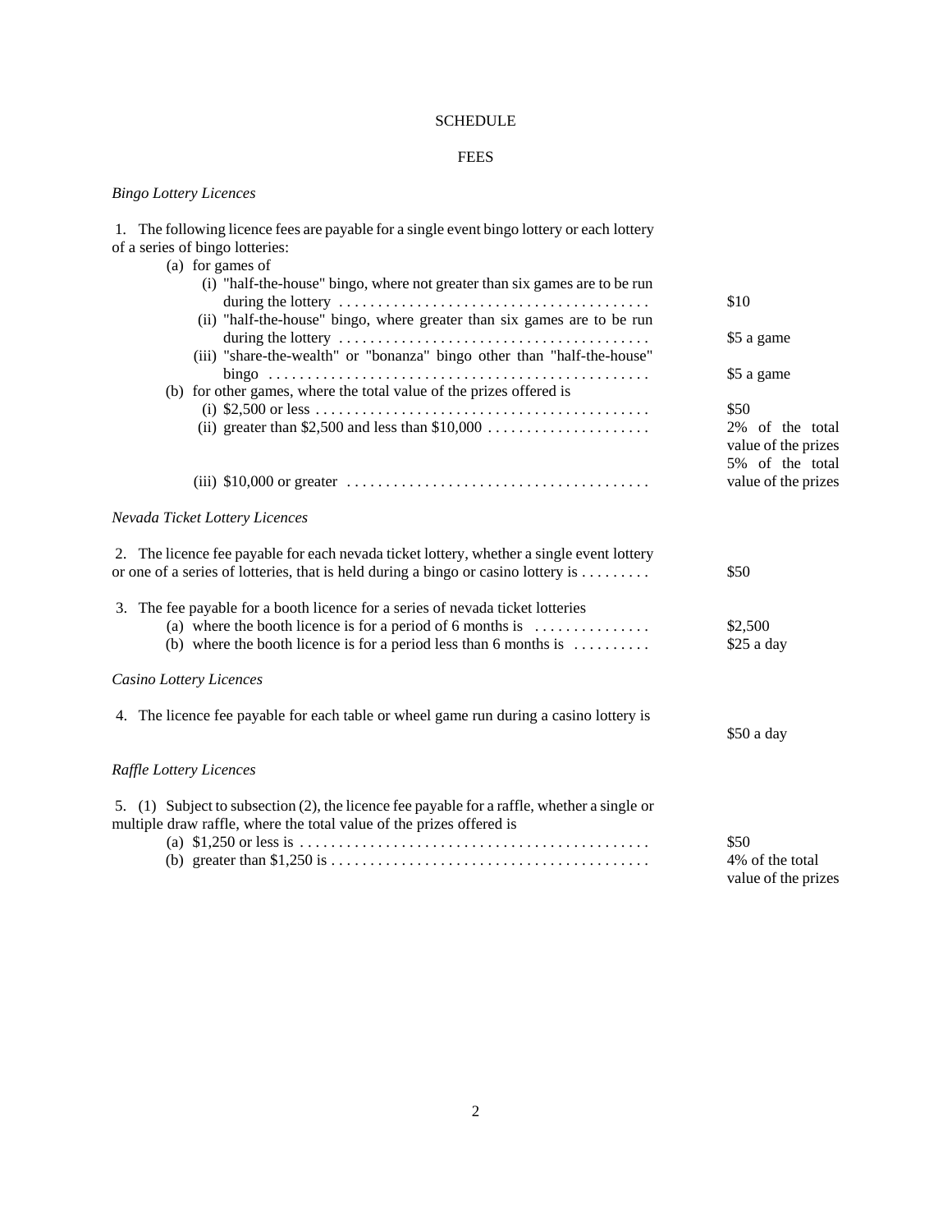# SCHEDULE

## FEES

*Bingo Lottery Licences*

1. The following licence fees are payable for a single event bingo lottery or each lottery of a series of bingo lotteries:

| | |
|---|---|
| (a) for games of | |
| (i) "half-the-house" bingo, where not greater than six games are to be run during the lottery | $10 |
| (ii) "half-the-house" bingo, where greater than six games are to be run during the lottery | $5 a game |
| (iii) "share-the-wealth" or "bonanza" bingo other than "half-the-house" bingo | $5 a game |
| (b) for other games, where the total value of the prizes offered is | |
| (i) $2,500 or less | $50 |
| (ii) greater than $2,500 and less than $10,000 | 2% of the total value of the prizes |
| (iii) $10,000 or greater | 5% of the total value of the prizes |

*Nevada Ticket Lottery Licences*

| | |
|---|---|
| 2. The licence fee payable for each nevada ticket lottery, whether a single event lottery or one of a series of lotteries, that is held during a bingo or casino lottery is | $50 |

3. The fee payable for a booth licence for a series of nevada ticket lotteries

| | |
|---|---|
| (a) where the booth licence is for a period of 6 months is | $2,500 |
| (b) where the booth licence is for a period less than 6 months is | $25 a day |

*Casino Lottery Licences*

| | |
|---|---|
| 4. The licence fee payable for each table or wheel game run during a casino lottery is | $50 a day |

*Raffle Lottery Licences*

5. (1) Subject to subsection (2), the licence fee payable for a raffle, whether a single or multiple draw raffle, where the total value of the prizes offered is

| | |
|---|---|
| (a) $1,250 or less is | $50 |
| (b) greater than $1,250 is | 4% of the total value of the prizes |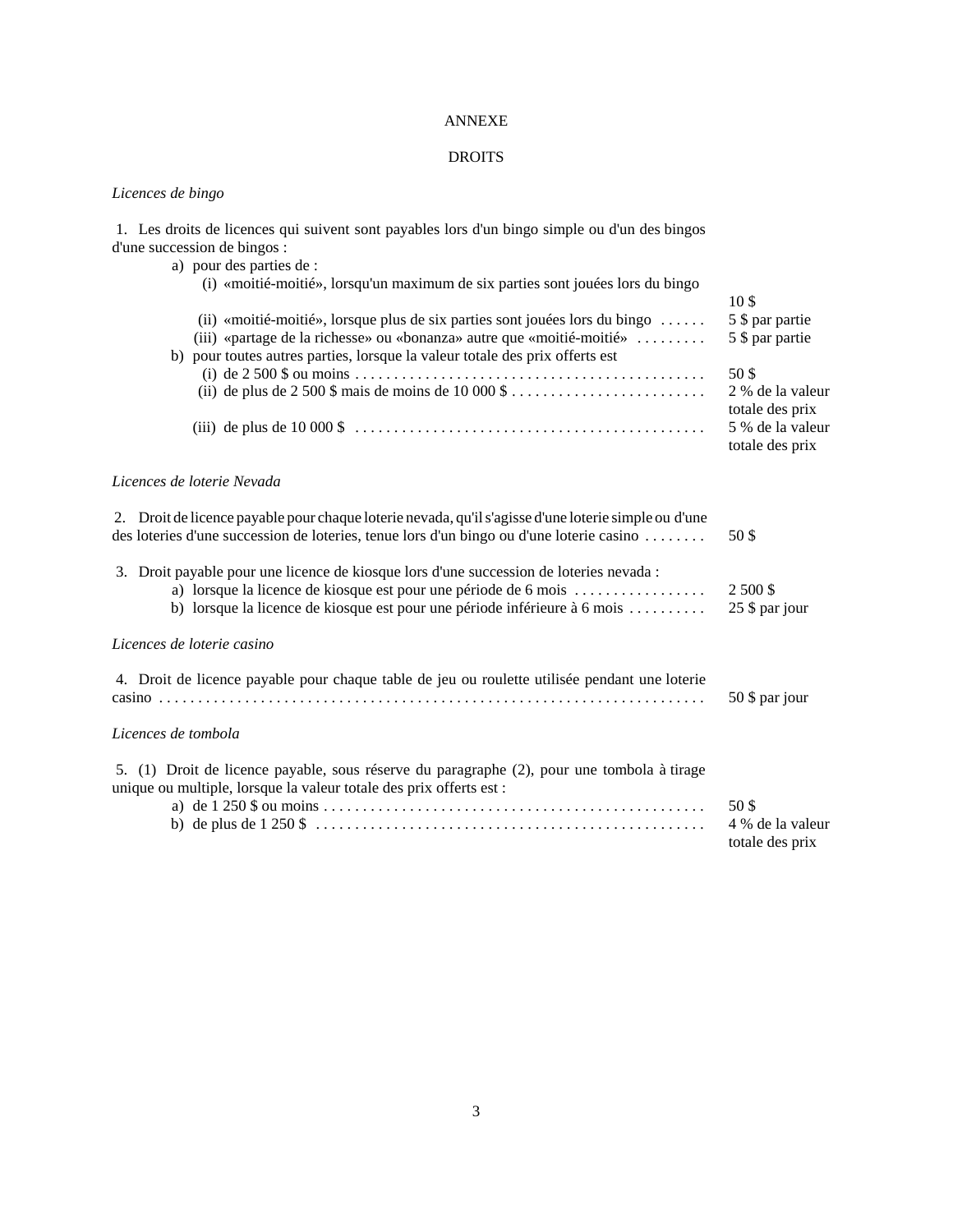ANNEXE

DROITS

*Licences de bingo*

1. Les droits de licences qui suivent sont payables lors d'un bingo simple ou d'un des bingos d'une succession de bingos :

| | |
|---|---|
| a) pour des parties de : | |
| (i) «moitié-moitié», lorsqu'un maximum de six parties sont jouées lors du bingo | 10 $ |
| (ii) «moitié-moitié», lorsque plus de six parties sont jouées lors du bingo | 5 $ par partie |
| (iii) «partage de la richesse» ou «bonanza» autre que «moitié-moitié» | 5 $ par partie |
| b) pour toutes autres parties, lorsque la valeur totale des prix offerts est | |
| (i) de 2 500 $ ou moins | 50 $ |
| (ii) de plus de 2 500 $ mais de moins de 10 000 $ | 2 % de la valeur totale des prix |
| (iii) de plus de 10 000 $ | 5 % de la valeur totale des prix |

*Licences de loterie Nevada*

| | |
|---|---|
| 2. Droit de licence payable pour chaque loterie nevada, qu'il s'agisse d'une loterie simple ou d'une des loteries d'une succession de loteries, tenue lors d'un bingo ou d'une loterie casino | 50 $ |

3. Droit payable pour une licence de kiosque lors d'une succession de loteries nevada :

| | |
|---|---|
| a) lorsque la licence de kiosque est pour une période de 6 mois | 2 500 $ |
| b) lorsque la licence de kiosque est pour une période inférieure à 6 mois | 25 $ par jour |

*Licences de loterie casino*

| | |
|---|---|
| 4. Droit de licence payable pour chaque table de jeu ou roulette utilisée pendant une loterie casino | 50 $ par jour |

*Licences de tombola*

5. (1) Droit de licence payable, sous réserve du paragraphe (2), pour une tombola à tirage unique ou multiple, lorsque la valeur totale des prix offerts est :

| | |
|---|---|
| a) de 1 250 $ ou moins | 50 $ |
| b) de plus de 1 250 $ | 4 % de la valeur totale des prix |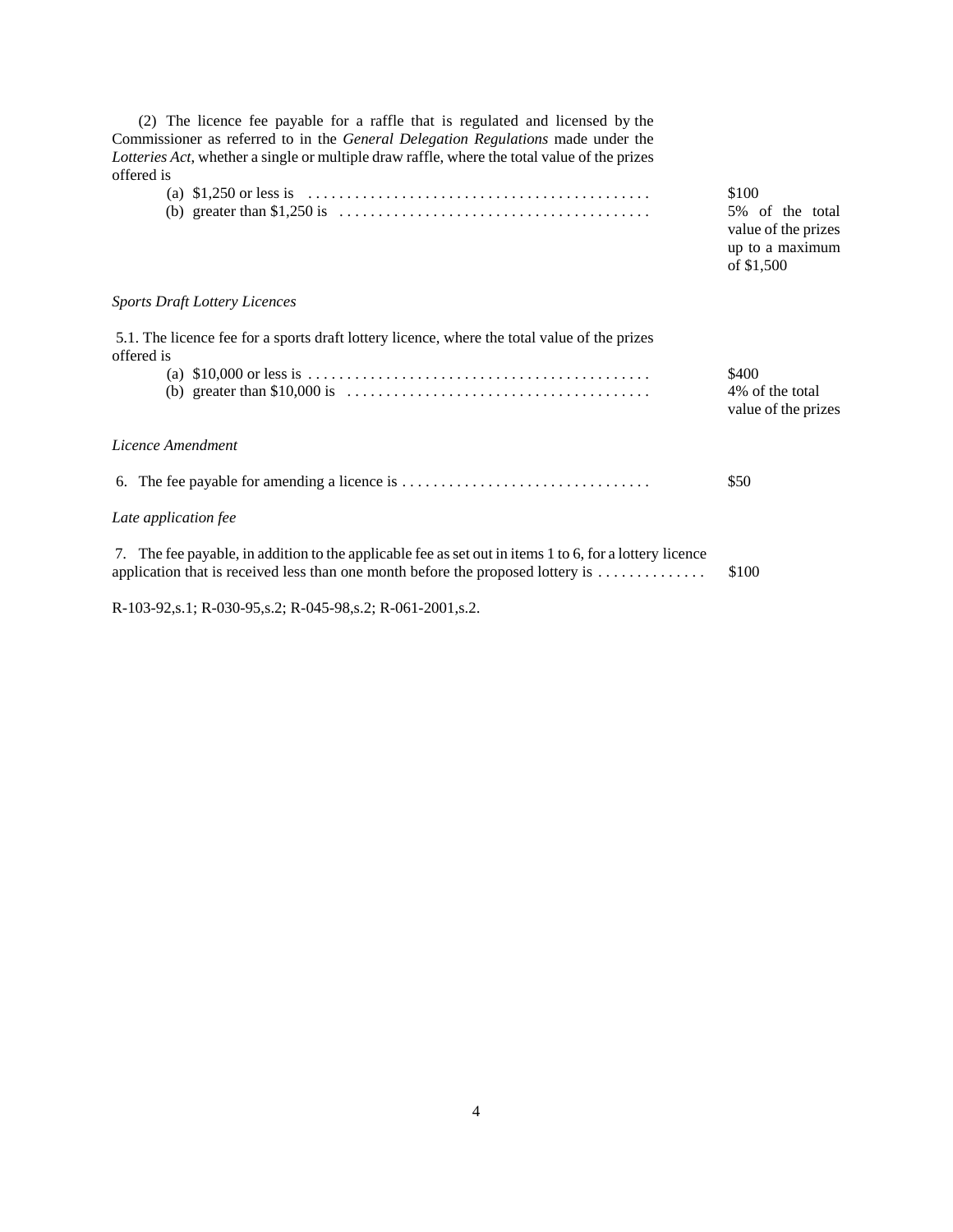(2) The licence fee payable for a raffle that is regulated and licensed by the Commissioner as referred to in the *General Delegation Regulations* made under the *Lotteries Act*, whether a single or multiple draw raffle, where the total value of the prizes offered is

| | |
|---|---|
| (a) $1,250 or less is . . . . . . . . . . . . . . . . . . . . . . . . . . . . . . . . . . . . . . . . . . . . | $100 |
| (b) greater than $1,250 is . . . . . . . . . . . . . . . . . . . . . . . . . . . . . . . . . . . . . . . . | 5% of the total value of the prizes up to a maximum of $1,500 |

*Sports Draft Lottery Licences*

5.1. The licence fee for a sports draft lottery licence, where the total value of the prizes offered is

| | |
|---|---|
| (a) $10,000 or less is . . . . . . . . . . . . . . . . . . . . . . . . . . . . . . . . . . . . . . . . . . . . | $400 |
| (b) greater than $10,000 is . . . . . . . . . . . . . . . . . . . . . . . . . . . . . . . . . . . . . . . | 4% of the total value of the prizes |

*Licence Amendment*

| | |
|---|---|
| 6. The fee payable for amending a licence is . . . . . . . . . . . . . . . . . . . . . . . . . . . . . . . . | $50 |

*Late application fee*

| | |
|---|---|
| 7. The fee payable, in addition to the applicable fee as set out in items 1 to 6, for a lottery licence application that is received less than one month before the proposed lottery is . . . . . . . . . . . . . . | $100 |

R-103-92,s.1; R-030-95,s.2; R-045-98,s.2; R-061-2001,s.2.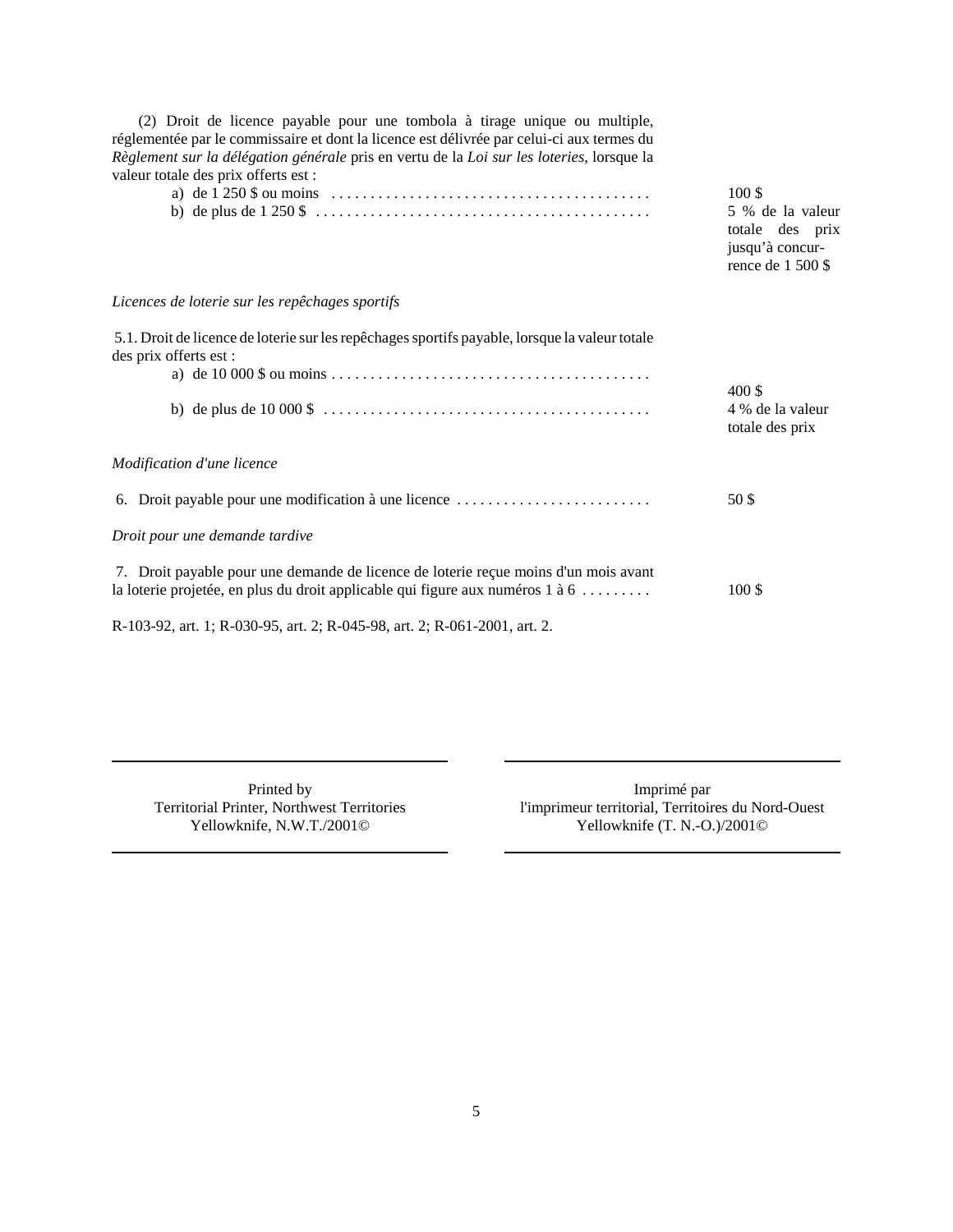(2) Droit de licence payable pour une tombola à tirage unique ou multiple, réglementée par le commissaire et dont la licence est délivrée par celui-ci aux termes du *Règlement sur la délégation générale* pris en vertu de la *Loi sur les loteries*, lorsque la valeur totale des prix offerts est :

| | |
|---|---|
| a) de 1 250 $ ou moins . . . . . . . . . . . . . . . . . . . . . . . . . . . . . . . . . . . . . . . . . | 100 $ |
| b) de plus de 1 250 $ . . . . . . . . . . . . . . . . . . . . . . . . . . . . . . . . . . . . . . . . . . | 5 % de la valeur totale des prix jusqu'à concurrence de 1 500 $ |

*Licences de loterie sur les repêchages sportifs*

5.1. Droit de licence de loterie sur les repêchages sportifs payable, lorsque la valeur totale des prix offerts est :

| | |
|---|---|
| a) de 10 000 $ ou moins . . . . . . . . . . . . . . . . . . . . . . . . . . . . . . . . . . . . . . . . . | 400 $ |
| b) de plus de 10 000 $ . . . . . . . . . . . . . . . . . . . . . . . . . . . . . . . . . . . . . . . . . . | 4 % de la valeur totale des prix |

*Modification d'une licence*

6. Droit payable pour une modification à une licence . . . . . . . . . . . . . . . . . . . . . . . . . 50 $

*Droit pour une demande tardive*

7. Droit payable pour une demande de licence de loterie reçue moins d'un mois avant la loterie projetée, en plus du droit applicable qui figure aux numéros 1 à 6 . . . . . . . . . 100 $

R-103-92, art. 1; R-030-95, art. 2; R-045-98, art. 2; R-061-2001, art. 2.

Printed by
Territorial Printer, Northwest Territories
Yellowknife, N.W.T./2001©

Imprimé par
l'imprimeur territorial, Territoires du Nord-Ouest
Yellowknife (T. N.-O.)/2001©